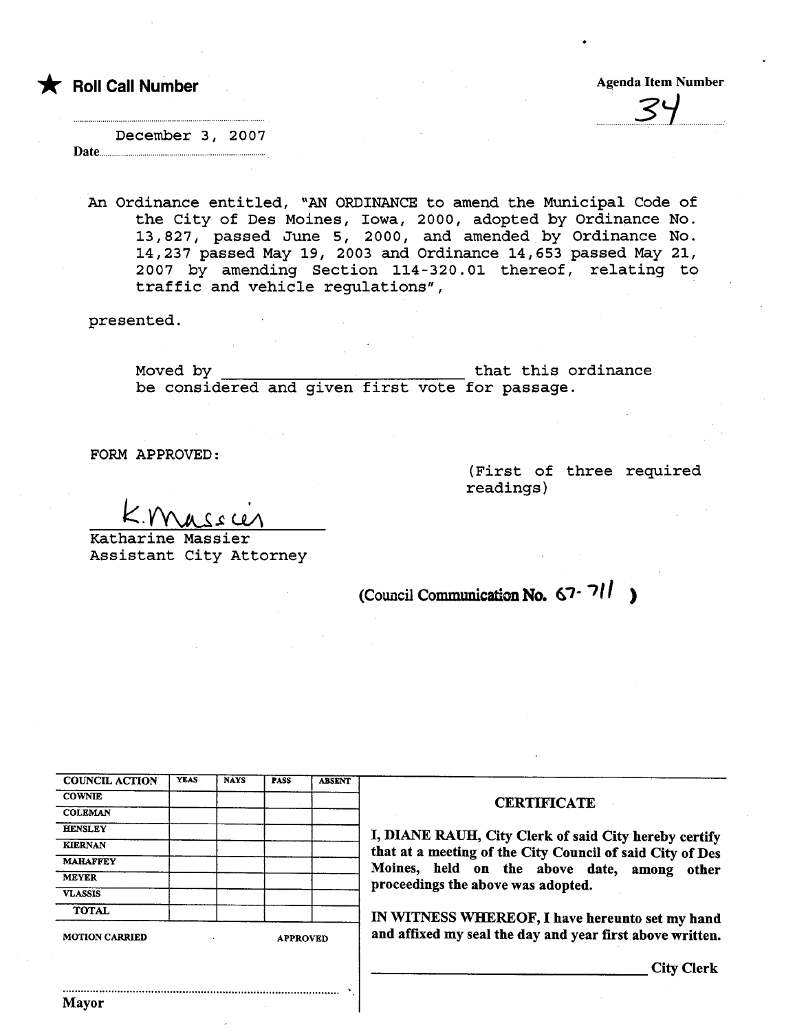★ **Roll Call Number**

Agenda Item Number

34

December 3, 2007

Date

An Ordinance entitled, "AN ORDINANCE to amend the Municipal Code of the City of Des Moines, Iowa, 2000, adopted by Ordinance No. 13,827, passed June 5, 2000, and amended by Ordinance No. 14,237 passed May 19, 2003 and Ordinance 14,653 passed May 21, 2007 by amending Section 114-320.01 thereof, relating to traffic and vehicle regulations",

presented.

Moved by ___________________________ that this ordinance be considered and given first vote for passage.

FORM APPROVED:

(First of three required readings)

K. Massier
Katharine Massier
Assistant City Attorney

(Council Communication No. 07-711 )

| COUNCIL ACTION | YEAS | NAYS | PASS | ABSENT |
|---|---|---|---|---|
| COWNIE | | | | |
| COLEMAN | | | | |
| HENSLEY | | | | |
| KIERNAN | | | | |
| MAHAFFEY | | | | |
| MEYER | | | | |
| VLASSIS | | | | |
| TOTAL | | | | |

MOTION CARRIED APPROVED

Mayor

**CERTIFICATE**

**I, DIANE RAUH, City Clerk of said City hereby certify that at a meeting of the City Council of said City of Des Moines, held on the above date, among other proceedings the above was adopted.**

**IN WITNESS WHEREOF, I have hereunto set my hand and affixed my seal the day and year first above written.**

___________________________ City Clerk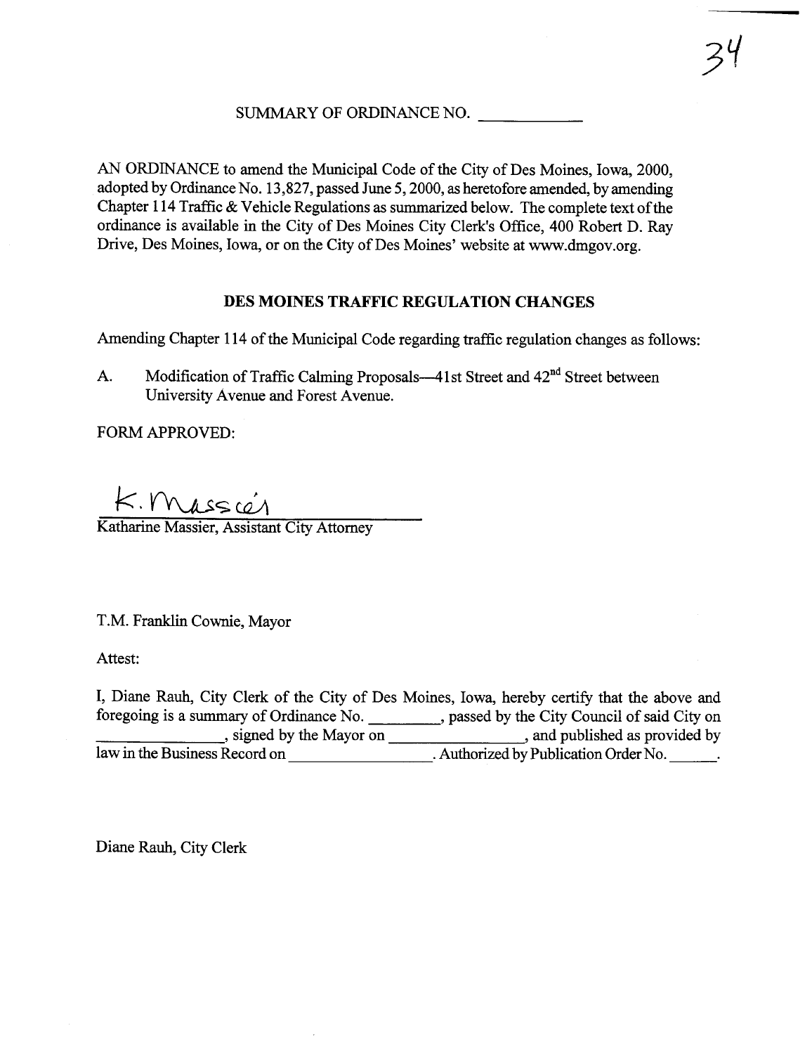SUMMARY OF ORDINANCE NO. \_\_\_\_\_\_\_\_\_\_\_\_

AN ORDINANCE to amend the Municipal Code of the City of Des Moines, Iowa, 2000, adopted by Ordinance No. 13,827, passed June 5, 2000, as heretofore amended, by amending Chapter 114 Traffic & Vehicle Regulations as summarized below. The complete text of the ordinance is available in the City of Des Moines City Clerk's Office, 400 Robert D. Ray Drive, Des Moines, Iowa, or on the City of Des Moines' website at www.dmgov.org.

## DES MOINES TRAFFIC REGULATION CHANGES

Amending Chapter 114 of the Municipal Code regarding traffic regulation changes as follows:

A. Modification of Traffic Calming Proposals—41st Street and 42nd Street between University Avenue and Forest Avenue.

FORM APPROVED:

K. Massier

Katharine Massier, Assistant City Attorney

T.M. Franklin Cownie, Mayor

Attest:

I, Diane Rauh, City Clerk of the City of Des Moines, Iowa, hereby certify that the above and foregoing is a summary of Ordinance No. \_\_\_\_\_\_\_\_\_, passed by the City Council of said City on \_\_\_\_\_\_\_\_\_\_\_\_\_\_\_\_, signed by the Mayor on \_\_\_\_\_\_\_\_\_\_\_\_\_\_\_\_\_, and published as provided by law in the Business Record on \_\_\_\_\_\_\_\_\_\_\_\_\_\_\_\_\_\_. Authorized by Publication Order No. \_\_\_\_\_\_.

Diane Rauh, City Clerk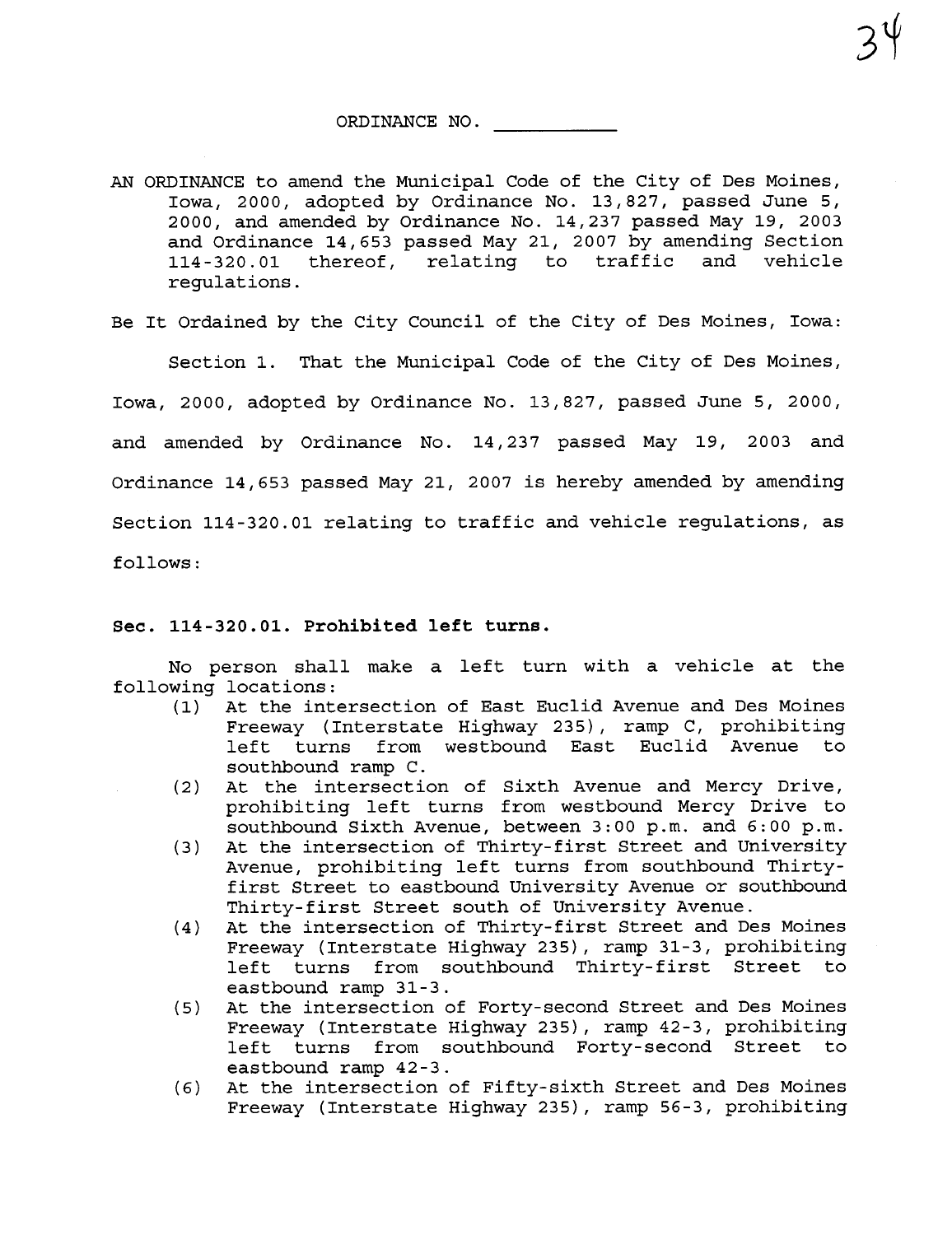ORDINANCE NO. ___________

AN ORDINANCE to amend the Municipal Code of the City of Des Moines, Iowa, 2000, adopted by Ordinance No. 13,827, passed June 5, 2000, and amended by Ordinance No. 14,237 passed May 19, 2003 and Ordinance 14,653 passed May 21, 2007 by amending Section 114-320.01 thereof, relating to traffic and vehicle regulations.

Be It Ordained by the City Council of the City of Des Moines, Iowa:

Section 1. That the Municipal Code of the City of Des Moines, Iowa, 2000, adopted by Ordinance No. 13,827, passed June 5, 2000, and amended by Ordinance No. 14,237 passed May 19, 2003 and Ordinance 14,653 passed May 21, 2007 is hereby amended by amending Section 114-320.01 relating to traffic and vehicle regulations, as follows:

**Sec. 114-320.01. Prohibited left turns.**

No person shall make a left turn with a vehicle at the following locations:

(1) At the intersection of East Euclid Avenue and Des Moines Freeway (Interstate Highway 235), ramp C, prohibiting left turns from westbound East Euclid Avenue to southbound ramp C.

(2) At the intersection of Sixth Avenue and Mercy Drive, prohibiting left turns from westbound Mercy Drive to southbound Sixth Avenue, between 3:00 p.m. and 6:00 p.m.

(3) At the intersection of Thirty-first Street and University Avenue, prohibiting left turns from southbound Thirty-first Street to eastbound University Avenue or southbound Thirty-first Street south of University Avenue.

(4) At the intersection of Thirty-first Street and Des Moines Freeway (Interstate Highway 235), ramp 31-3, prohibiting left turns from southbound Thirty-first Street to eastbound ramp 31-3.

(5) At the intersection of Forty-second Street and Des Moines Freeway (Interstate Highway 235), ramp 42-3, prohibiting left turns from southbound Forty-second Street to eastbound ramp 42-3.

(6) At the intersection of Fifty-sixth Street and Des Moines Freeway (Interstate Highway 235), ramp 56-3, prohibiting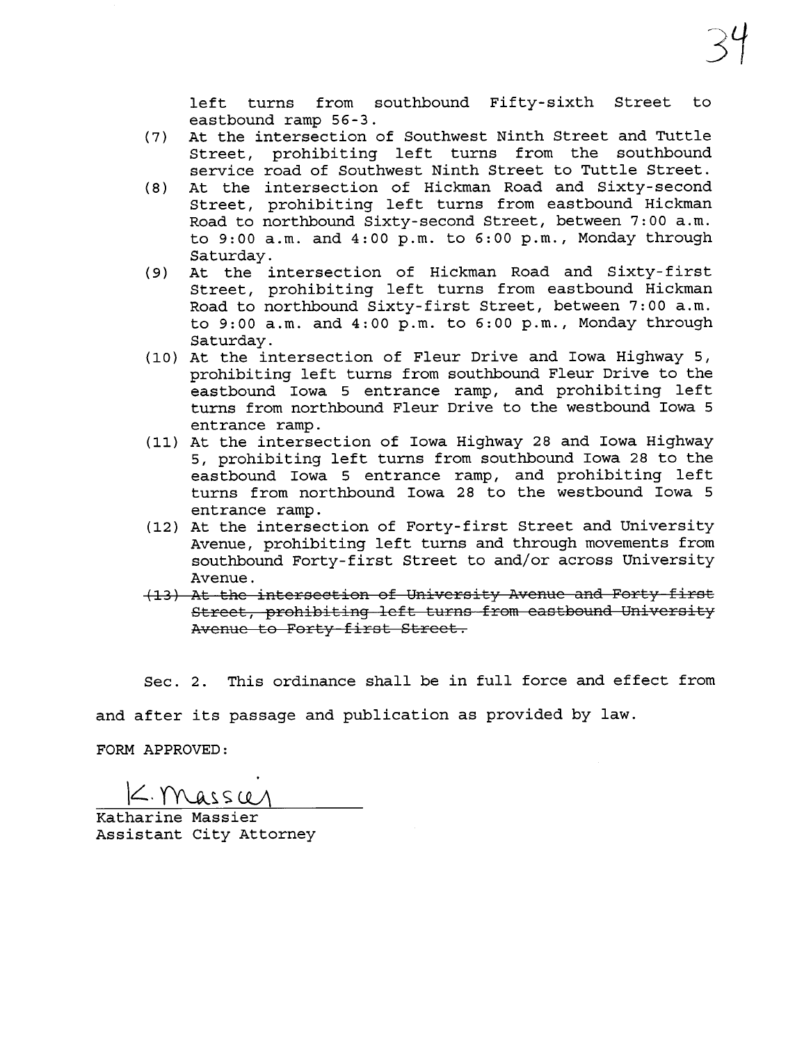left turns from southbound Fifty-sixth Street to eastbound ramp 56-3.

(7) At the intersection of Southwest Ninth Street and Tuttle Street, prohibiting left turns from the southbound service road of Southwest Ninth Street to Tuttle Street.

(8) At the intersection of Hickman Road and Sixty-second Street, prohibiting left turns from eastbound Hickman Road to northbound Sixty-second Street, between 7:00 a.m. to 9:00 a.m. and 4:00 p.m. to 6:00 p.m., Monday through Saturday.

(9) At the intersection of Hickman Road and Sixty-first Street, prohibiting left turns from eastbound Hickman Road to northbound Sixty-first Street, between 7:00 a.m. to 9:00 a.m. and 4:00 p.m. to 6:00 p.m., Monday through Saturday.

(10) At the intersection of Fleur Drive and Iowa Highway 5, prohibiting left turns from southbound Fleur Drive to the eastbound Iowa 5 entrance ramp, and prohibiting left turns from northbound Fleur Drive to the westbound Iowa 5 entrance ramp.

(11) At the intersection of Iowa Highway 28 and Iowa Highway 5, prohibiting left turns from southbound Iowa 28 to the eastbound Iowa 5 entrance ramp, and prohibiting left turns from northbound Iowa 28 to the westbound Iowa 5 entrance ramp.

(12) At the intersection of Forty-first Street and University Avenue, prohibiting left turns and through movements from southbound Forty-first Street to and/or across University Avenue.

~~(13) At the intersection of University Avenue and Forty-first Street, prohibiting left turns from eastbound University Avenue to Forty-first Street.~~

Sec. 2. This ordinance shall be in full force and effect from and after its passage and publication as provided by law.

FORM APPROVED:

K. Massier

Katharine Massier
Assistant City Attorney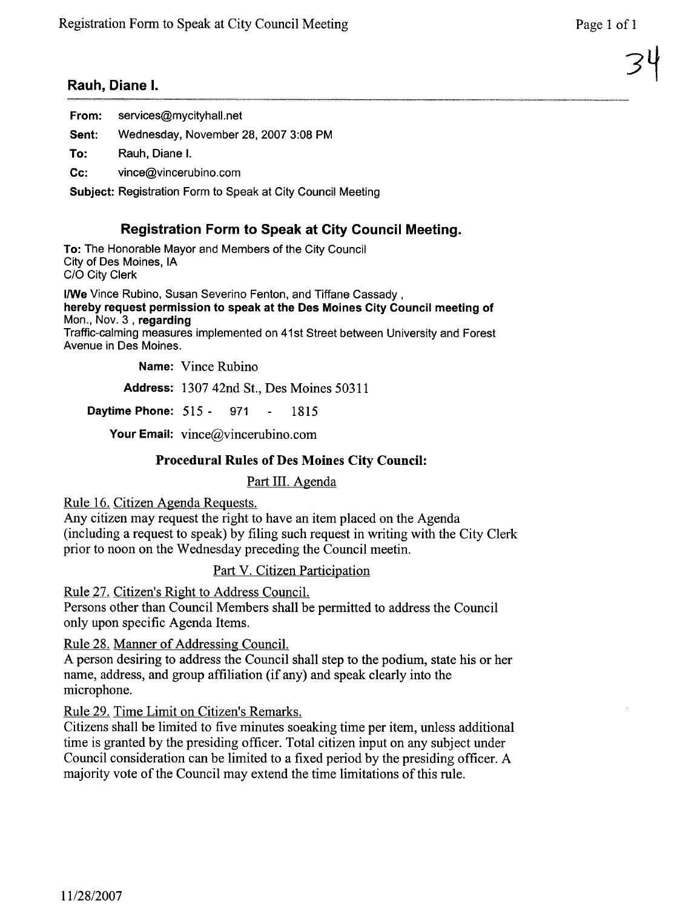## Rauh, Diane I.

**From:** services@mycityhall.net

**Sent:** Wednesday, November 28, 2007 3:08 PM

**To:** Rauh, Diane I.

**Cc:** vince@vincerubino.com

**Subject:** Registration Form to Speak at City Council Meeting

### Registration Form to Speak at City Council Meeting.

**To:** The Honorable Mayor and Members of the City Council
City of Des Moines, IA
C/O City Clerk

**I/We** Vince Rubino, Susan Severino Fenton, and Tiffane Cassady ,
**hereby request permission to speak at the Des Moines City Council meeting of**
Mon., Nov. 3 , **regarding**
Traffic-calming measures implemented on 41st Street between University and Forest Avenue in Des Moines.

**Name:** Vince Rubino

**Address:** 1307 42nd St., Des Moines 50311

**Daytime Phone:** 515 - 971 - 1815

**Your Email:** vince@vincerubino.com

### Procedural Rules of Des Moines City Council:

Part III. Agenda

Rule 16. Citizen Agenda Requests.
Any citizen may request the right to have an item placed on the Agenda (including a request to speak) by filing such request in writing with the City Clerk prior to noon on the Wednesday preceding the Council meetin.

Part V. Citizen Participation

Rule 27. Citizen's Right to Address Council.
Persons other than Council Members shall be permitted to address the Council only upon specific Agenda Items.

Rule 28. Manner of Addressing Council.
A person desiring to address the Council shall step to the podium, state his or her name, address, and group affiliation (if any) and speak clearly into the microphone.

Rule 29. Time Limit on Citizen's Remarks.
Citizens shall be limited to five minutes soeaking time per item, unless additional time is granted by the presiding officer. Total citizen input on any subject under Council consideration can be limited to a fixed period by the presiding officer. A majority vote of the Council may extend the time limitations of this rule.